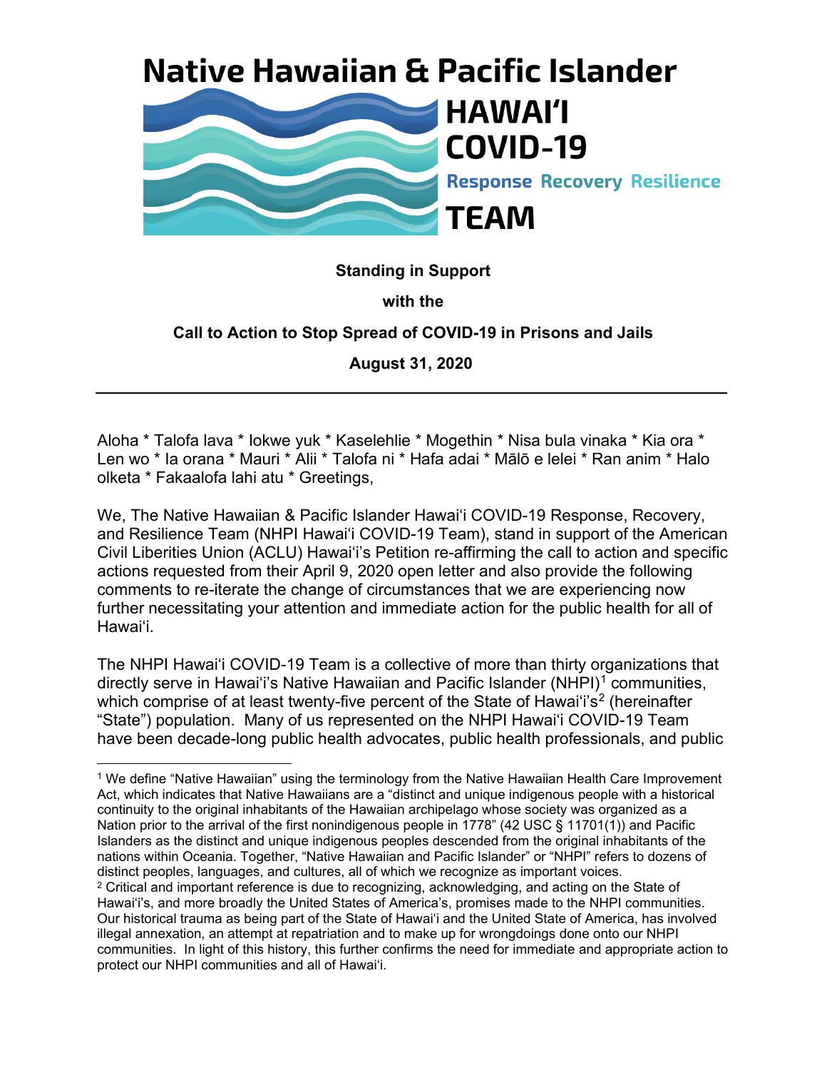# Native Hawaiian & Pacific Islander HAWAIʻI COVID-19

**Response Recovery Resilience**

# TEAM

**Standing in Support**

**with the**

**Call to Action to Stop Spread of COVID-19 in Prisons and Jails**

**August 31, 2020**

---

Aloha * Talofa lava * Iokwe yuk * Kaselehlie * Mogethin * Nisa bula vinaka * Kia ora * Len wo * Ia orana * Mauri * Alii * Talofa ni * Hafa adai * Mālō e lelei * Ran anim * Halo olketa * Fakaalofa lahi atu * Greetings,

We, The Native Hawaiian & Pacific Islander Hawaiʻi COVID-19 Response, Recovery, and Resilience Team (NHPI Hawaiʻi COVID-19 Team), stand in support of the American Civil Liberties Union (ACLU) Hawaiʻi's Petition re-affirming the call to action and specific actions requested from their April 9, 2020 open letter and also provide the following comments to re-iterate the change of circumstances that we are experiencing now further necessitating your attention and immediate action for the public health for all of Hawaiʻi.

The NHPI Hawaiʻi COVID-19 Team is a collective of more than thirty organizations that directly serve in Hawaiʻi's Native Hawaiian and Pacific Islander (NHPI)[1] communities, which comprise of at least twenty-five percent of the State of Hawaiʻi's[2] (hereinafter "State") population. Many of us represented on the NHPI Hawaiʻi COVID-19 Team have been decade-long public health advocates, public health professionals, and public

---

[1] We define "Native Hawaiian" using the terminology from the Native Hawaiian Health Care Improvement Act, which indicates that Native Hawaiians are a "distinct and unique indigenous people with a historical continuity to the original inhabitants of the Hawaiian archipelago whose society was organized as a Nation prior to the arrival of the first nonindigenous people in 1778" (42 USC § 11701(1)) and Pacific Islanders as the distinct and unique indigenous peoples descended from the original inhabitants of the nations within Oceania. Together, "Native Hawaiian and Pacific Islander" or "NHPI" refers to dozens of distinct peoples, languages, and cultures, all of which we recognize as important voices.

[2] Critical and important reference is due to recognizing, acknowledging, and acting on the State of Hawaiʻi's, and more broadly the United States of America's, promises made to the NHPI communities. Our historical trauma as being part of the State of Hawaiʻi and the United State of America, has involved illegal annexation, an attempt at repatriation and to make up for wrongdoings done onto our NHPI communities. In light of this history, this further confirms the need for immediate and appropriate action to protect our NHPI communities and all of Hawaiʻi.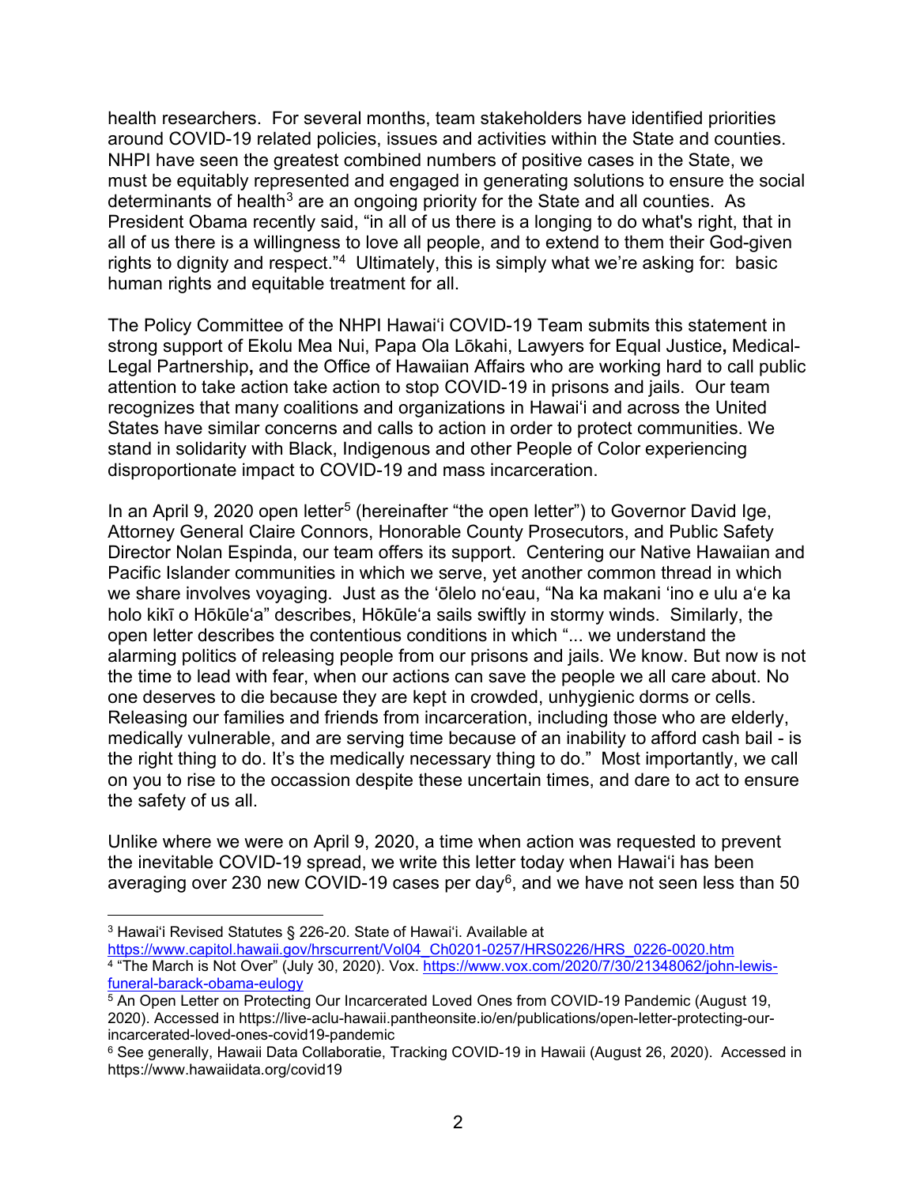health researchers. For several months, team stakeholders have identified priorities around COVID-19 related policies, issues and activities within the State and counties. NHPI have seen the greatest combined numbers of positive cases in the State, we must be equitably represented and engaged in generating solutions to ensure the social determinants of health[3] are an ongoing priority for the State and all counties. As President Obama recently said, "in all of us there is a longing to do what's right, that in all of us there is a willingness to love all people, and to extend to them their God-given rights to dignity and respect."[4] Ultimately, this is simply what we're asking for: basic human rights and equitable treatment for all.

The Policy Committee of the NHPI Hawaiʻi COVID-19 Team submits this statement in strong support of Ekolu Mea Nui, Papa Ola Lōkahi, Lawyers for Equal Justice**,** Medical-Legal Partnership**,** and the Office of Hawaiian Affairs who are working hard to call public attention to take action take action to stop COVID-19 in prisons and jails. Our team recognizes that many coalitions and organizations in Hawaiʻi and across the United States have similar concerns and calls to action in order to protect communities. We stand in solidarity with Black, Indigenous and other People of Color experiencing disproportionate impact to COVID-19 and mass incarceration.

In an April 9, 2020 open letter[5] (hereinafter "the open letter") to Governor David Ige, Attorney General Claire Connors, Honorable County Prosecutors, and Public Safety Director Nolan Espinda, our team offers its support. Centering our Native Hawaiian and Pacific Islander communities in which we serve, yet another common thread in which we share involves voyaging. Just as the ʻōlelo noʻeau, "Na ka makani ʻino e ulu aʻe ka holo kikī o Hōkūleʻa" describes, Hōkūleʻa sails swiftly in stormy winds. Similarly, the open letter describes the contentious conditions in which "... we understand the alarming politics of releasing people from our prisons and jails. We know. But now is not the time to lead with fear, when our actions can save the people we all care about. No one deserves to die because they are kept in crowded, unhygienic dorms or cells. Releasing our families and friends from incarceration, including those who are elderly, medically vulnerable, and are serving time because of an inability to afford cash bail - is the right thing to do. It's the medically necessary thing to do." Most importantly, we call on you to rise to the occassion despite these uncertain times, and dare to act to ensure the safety of us all.

Unlike where we were on April 9, 2020, a time when action was requested to prevent the inevitable COVID-19 spread, we write this letter today when Hawaiʻi has been averaging over 230 new COVID-19 cases per day[6], and we have not seen less than 50

---

[3] Hawaiʻi Revised Statutes § 226-20. State of Hawaiʻi. Available at https://www.capitol.hawaii.gov/hrscurrent/Vol04_Ch0201-0257/HRS0226/HRS_0226-0020.htm

[4] "The March is Not Over" (July 30, 2020). Vox. https://www.vox.com/2020/7/30/21348062/john-lewis-funeral-barack-obama-eulogy

[5] An Open Letter on Protecting Our Incarcerated Loved Ones from COVID-19 Pandemic (August 19, 2020). Accessed in https://live-aclu-hawaii.pantheonsite.io/en/publications/open-letter-protecting-our-incarcerated-loved-ones-covid19-pandemic

[6] See generally, Hawaii Data Collaboratie, Tracking COVID-19 in Hawaii (August 26, 2020). Accessed in https://www.hawaiidata.org/covid19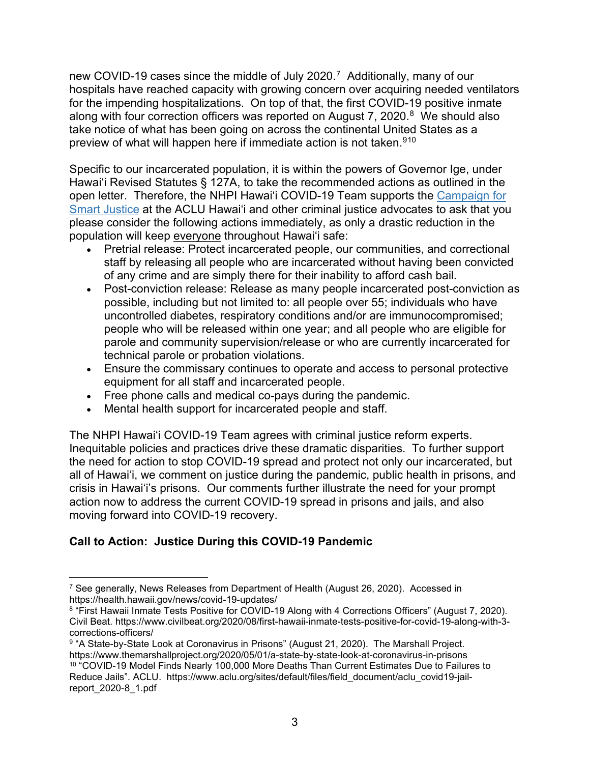new COVID-19 cases since the middle of July 2020.[7] Additionally, many of our hospitals have reached capacity with growing concern over acquiring needed ventilators for the impending hospitalizations. On top of that, the first COVID-19 positive inmate along with four correction officers was reported on August 7, 2020.[8] We should also take notice of what has been going on across the continental United States as a preview of what will happen here if immediate action is not taken.[9][10]

Specific to our incarcerated population, it is within the powers of Governor Ige, under Hawaiʻi Revised Statutes § 127A, to take the recommended actions as outlined in the open letter. Therefore, the NHPI Hawaiʻi COVID-19 Team supports the Campaign for Smart Justice at the ACLU Hawaiʻi and other criminal justice advocates to ask that you please consider the following actions immediately, as only a drastic reduction in the population will keep <u>everyone</u> throughout Hawaiʻi safe:

- Pretrial release: Protect incarcerated people, our communities, and correctional staff by releasing all people who are incarcerated without having been convicted of any crime and are simply there for their inability to afford cash bail.
- Post-conviction release: Release as many people incarcerated post-conviction as possible, including but not limited to: all people over 55; individuals who have uncontrolled diabetes, respiratory conditions and/or are immunocompromised; people who will be released within one year; and all people who are eligible for parole and community supervision/release or who are currently incarcerated for technical parole or probation violations.
- Ensure the commissary continues to operate and access to personal protective equipment for all staff and incarcerated people.
- Free phone calls and medical co-pays during the pandemic.
- Mental health support for incarcerated people and staff.

The NHPI Hawaiʻi COVID-19 Team agrees with criminal justice reform experts. Inequitable policies and practices drive these dramatic disparities. To further support the need for action to stop COVID-19 spread and protect not only our incarcerated, but all of Hawaiʻi, we comment on justice during the pandemic, public health in prisons, and crisis in Hawaiʻi's prisons. Our comments further illustrate the need for your prompt action now to address the current COVID-19 spread in prisons and jails, and also moving forward into COVID-19 recovery.

**Call to Action: Justice During this COVID-19 Pandemic**

---

[7] See generally, News Releases from Department of Health (August 26, 2020). Accessed in https://health.hawaii.gov/news/covid-19-updates/

[8] "First Hawaii Inmate Tests Positive for COVID-19 Along with 4 Corrections Officers" (August 7, 2020). Civil Beat. https://www.civilbeat.org/2020/08/first-hawaii-inmate-tests-positive-for-covid-19-along-with-3-corrections-officers/

[9] "A State-by-State Look at Coronavirus in Prisons" (August 21, 2020). The Marshall Project. https://www.themarshallproject.org/2020/05/01/a-state-by-state-look-at-coronavirus-in-prisons

[10] "COVID-19 Model Finds Nearly 100,000 More Deaths Than Current Estimates Due to Failures to Reduce Jails". ACLU. https://www.aclu.org/sites/default/files/field_document/aclu_covid19-jail-report_2020-8_1.pdf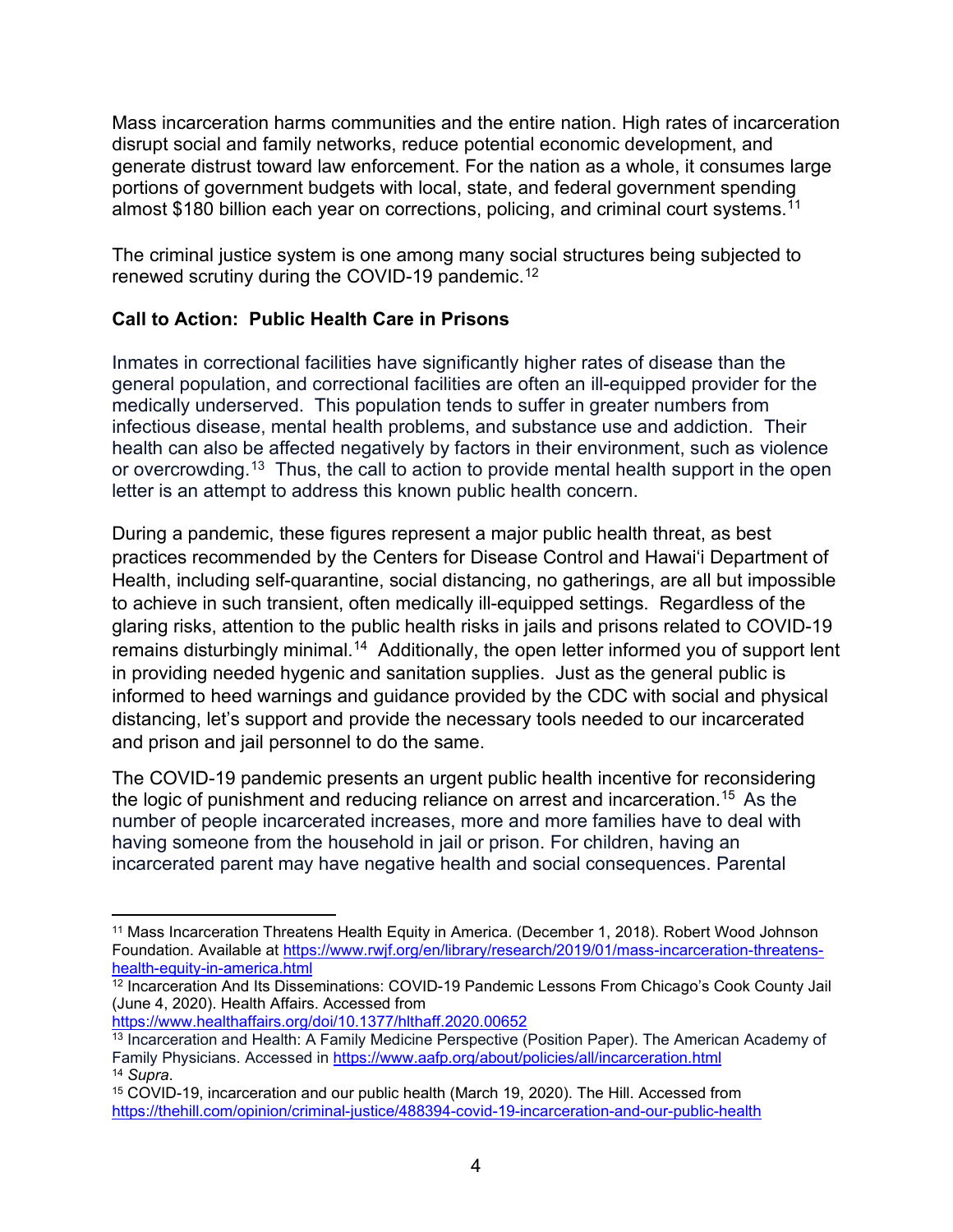Mass incarceration harms communities and the entire nation. High rates of incarceration disrupt social and family networks, reduce potential economic development, and generate distrust toward law enforcement. For the nation as a whole, it consumes large portions of government budgets with local, state, and federal government spending almost $180 billion each year on corrections, policing, and criminal court systems.[11]

The criminal justice system is one among many social structures being subjected to renewed scrutiny during the COVID-19 pandemic.[12]

**Call to Action: Public Health Care in Prisons**

Inmates in correctional facilities have significantly higher rates of disease than the general population, and correctional facilities are often an ill-equipped provider for the medically underserved. This population tends to suffer in greater numbers from infectious disease, mental health problems, and substance use and addiction. Their health can also be affected negatively by factors in their environment, such as violence or overcrowding.[13] Thus, the call to action to provide mental health support in the open letter is an attempt to address this known public health concern.

During a pandemic, these figures represent a major public health threat, as best practices recommended by the Centers for Disease Control and Hawaiʻi Department of Health, including self-quarantine, social distancing, no gatherings, are all but impossible to achieve in such transient, often medically ill-equipped settings. Regardless of the glaring risks, attention to the public health risks in jails and prisons related to COVID-19 remains disturbingly minimal.[14] Additionally, the open letter informed you of support lent in providing needed hygenic and sanitation supplies. Just as the general public is informed to heed warnings and guidance provided by the CDC with social and physical distancing, let's support and provide the necessary tools needed to our incarcerated and prison and jail personnel to do the same.

The COVID-19 pandemic presents an urgent public health incentive for reconsidering the logic of punishment and reducing reliance on arrest and incarceration.[15] As the number of people incarcerated increases, more and more families have to deal with having someone from the household in jail or prison. For children, having an incarcerated parent may have negative health and social consequences. Parental

---

[11] Mass Incarceration Threatens Health Equity in America. (December 1, 2018). Robert Wood Johnson Foundation. Available at https://www.rwjf.org/en/library/research/2019/01/mass-incarceration-threatens-health-equity-in-america.html

[12] Incarceration And Its Disseminations: COVID-19 Pandemic Lessons From Chicago's Cook County Jail (June 4, 2020). Health Affairs. Accessed from https://www.healthaffairs.org/doi/10.1377/hlthaff.2020.00652

[13] Incarceration and Health: A Family Medicine Perspective (Position Paper). The American Academy of Family Physicians. Accessed in https://www.aafp.org/about/policies/all/incarceration.html

[14] *Supra*.

[15] COVID-19, incarceration and our public health (March 19, 2020). The Hill. Accessed from https://thehill.com/opinion/criminal-justice/488394-covid-19-incarceration-and-our-public-health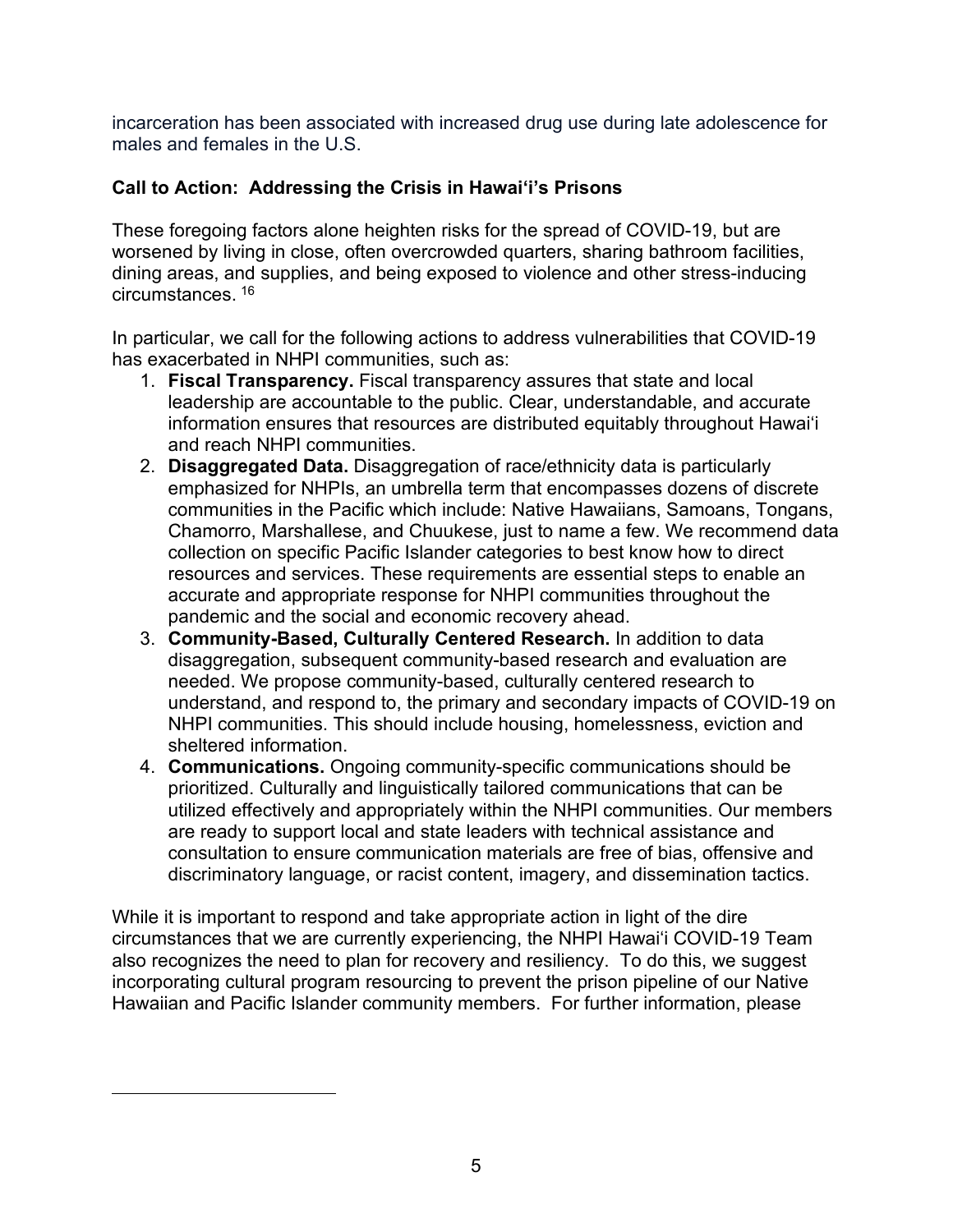incarceration has been associated with increased drug use during late adolescence for males and females in the U.S.

**Call to Action: Addressing the Crisis in Hawaiʻi's Prisons**

These foregoing factors alone heighten risks for the spread of COVID-19, but are worsened by living in close, often overcrowded quarters, sharing bathroom facilities, dining areas, and supplies, and being exposed to violence and other stress-inducing circumstances. [16]

In particular, we call for the following actions to address vulnerabilities that COVID-19 has exacerbated in NHPI communities, such as:

1. **Fiscal Transparency.** Fiscal transparency assures that state and local leadership are accountable to the public. Clear, understandable, and accurate information ensures that resources are distributed equitably throughout Hawaiʻi and reach NHPI communities.
2. **Disaggregated Data.** Disaggregation of race/ethnicity data is particularly emphasized for NHPIs, an umbrella term that encompasses dozens of discrete communities in the Pacific which include: Native Hawaiians, Samoans, Tongans, Chamorro, Marshallese, and Chuukese, just to name a few. We recommend data collection on specific Pacific Islander categories to best know how to direct resources and services. These requirements are essential steps to enable an accurate and appropriate response for NHPI communities throughout the pandemic and the social and economic recovery ahead.
3. **Community-Based, Culturally Centered Research.** In addition to data disaggregation, subsequent community-based research and evaluation are needed. We propose community-based, culturally centered research to understand, and respond to, the primary and secondary impacts of COVID-19 on NHPI communities. This should include housing, homelessness, eviction and sheltered information.
4. **Communications.** Ongoing community-specific communications should be prioritized. Culturally and linguistically tailored communications that can be utilized effectively and appropriately within the NHPI communities. Our members are ready to support local and state leaders with technical assistance and consultation to ensure communication materials are free of bias, offensive and discriminatory language, or racist content, imagery, and dissemination tactics.

While it is important to respond and take appropriate action in light of the dire circumstances that we are currently experiencing, the NHPI Hawaiʻi COVID-19 Team also recognizes the need to plan for recovery and resiliency. To do this, we suggest incorporating cultural program resourcing to prevent the prison pipeline of our Native Hawaiian and Pacific Islander community members. For further information, please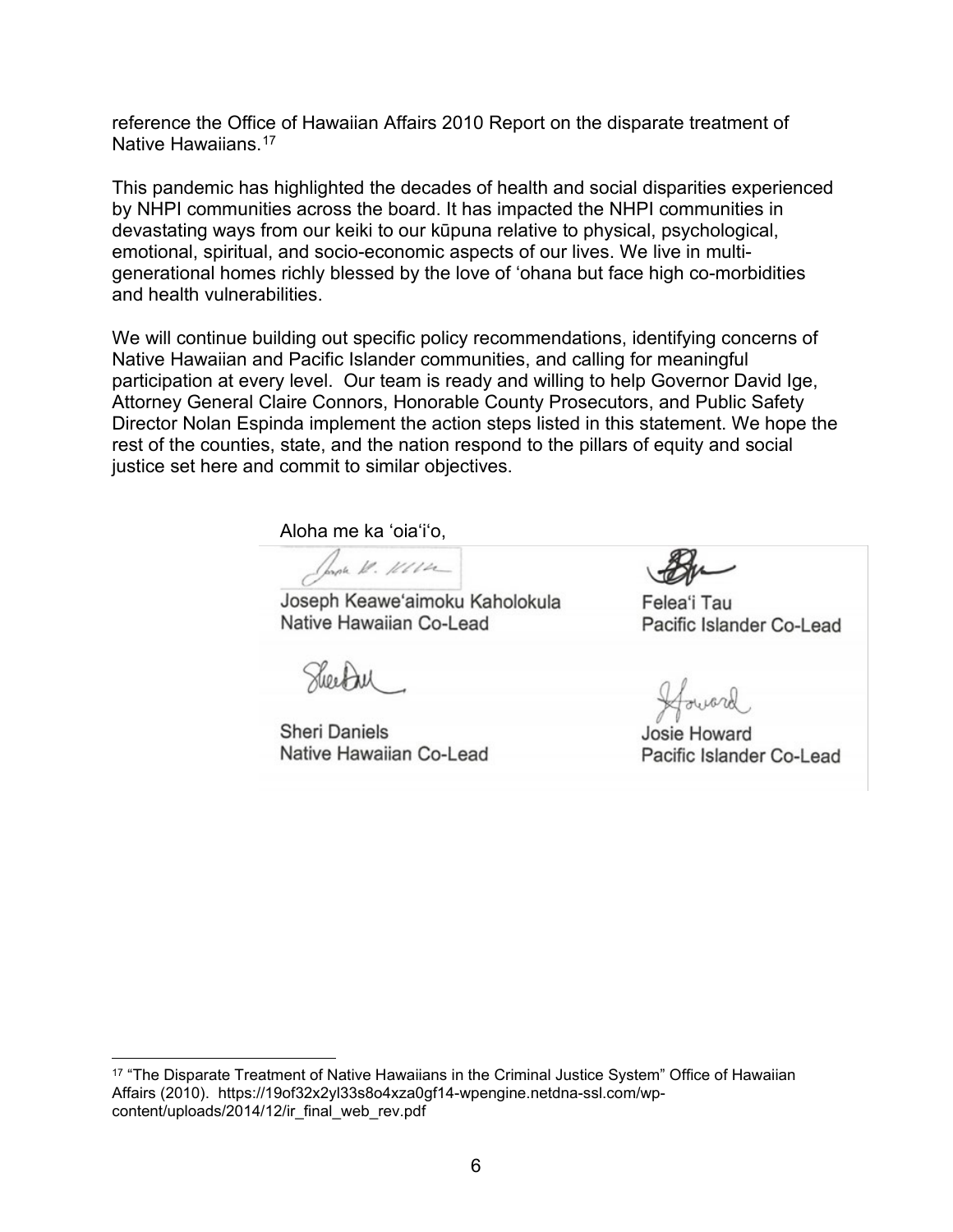reference the Office of Hawaiian Affairs 2010 Report on the disparate treatment of Native Hawaiians.[17]

This pandemic has highlighted the decades of health and social disparities experienced by NHPI communities across the board. It has impacted the NHPI communities in devastating ways from our keiki to our kūpuna relative to physical, psychological, emotional, spiritual, and socio-economic aspects of our lives. We live in multi-generational homes richly blessed by the love of ʻohana but face high co-morbidities and health vulnerabilities.

We will continue building out specific policy recommendations, identifying concerns of Native Hawaiian and Pacific Islander communities, and calling for meaningful participation at every level. Our team is ready and willing to help Governor David Ige, Attorney General Claire Connors, Honorable County Prosecutors, and Public Safety Director Nolan Espinda implement the action steps listed in this statement. We hope the rest of the counties, state, and the nation respond to the pillars of equity and social justice set here and commit to similar objectives.

Aloha me ka ʻoiaʻiʻo,

Joseph Keaweʻaimoku Kaholokula
Native Hawaiian Co-Lead

Feleaʻi Tau
Pacific Islander Co-Lead

Sheri Daniels
Native Hawaiian Co-Lead

Josie Howard
Pacific Islander Co-Lead

---

[17] "The Disparate Treatment of Native Hawaiians in the Criminal Justice System" Office of Hawaiian Affairs (2010). https://19of32x2yl33s8o4xza0gf14-wpengine.netdna-ssl.com/wp-content/uploads/2014/12/ir_final_web_rev.pdf